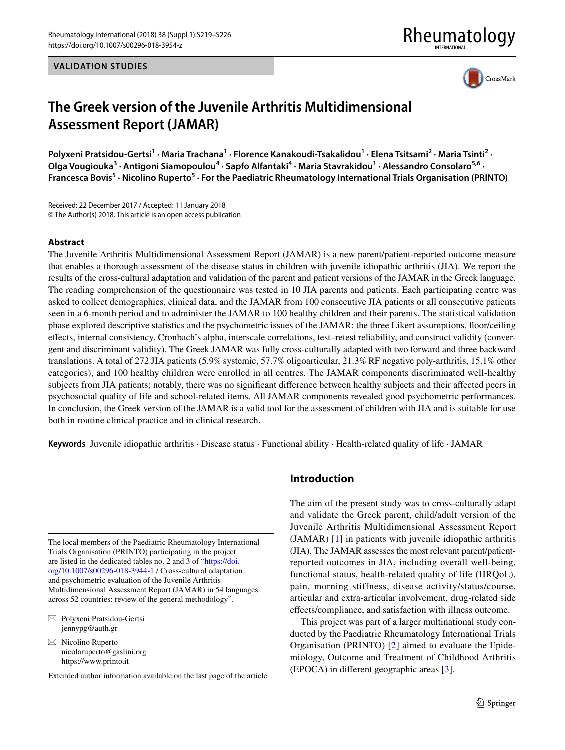VALIDATION STUDIES

# The Greek version of the Juvenile Arthritis Multidimensional Assessment Report (JAMAR)

**Polyxeni Pratsidou-Gertsi[1] · Maria Trachana[1] · Florence Kanakoudi-Tsakalidou[1] · Elena Tsitsami[2] · Maria Tsinti[2] · Olga Vougiouka[3] · Antigoni Siamopoulou[4] · Sapfo Alfantaki[4] · Maria Stavrakidou[1] · Alessandro Consolaro[5,6] · Francesca Bovis[5] · Nicolino Ruperto[5] · For the Paediatric Rheumatology International Trials Organisation (PRINTO)**

Received: 22 December 2017 / Accepted: 11 January 2018
© The Author(s) 2018. This article is an open access publication

## Abstract

The Juvenile Arthritis Multidimensional Assessment Report (JAMAR) is a new parent/patient-reported outcome measure that enables a thorough assessment of the disease status in children with juvenile idiopathic arthritis (JIA). We report the results of the cross-cultural adaptation and validation of the parent and patient versions of the JAMAR in the Greek language. The reading comprehension of the questionnaire was tested in 10 JIA parents and patients. Each participating centre was asked to collect demographics, clinical data, and the JAMAR from 100 consecutive JIA patients or all consecutive patients seen in a 6-month period and to administer the JAMAR to 100 healthy children and their parents. The statistical validation phase explored descriptive statistics and the psychometric issues of the JAMAR: the three Likert assumptions, floor/ceiling effects, internal consistency, Cronbach's alpha, interscale correlations, test–retest reliability, and construct validity (convergent and discriminant validity). The Greek JAMAR was fully cross-culturally adapted with two forward and three backward translations. A total of 272 JIA patients (5.9% systemic, 57.7% oligoarticular, 21.3% RF negative poly-arthritis, 15.1% other categories), and 100 healthy children were enrolled in all centres. The JAMAR components discriminated well-healthy subjects from JIA patients; notably, there was no significant difference between healthy subjects and their affected peers in psychosocial quality of life and school-related items. All JAMAR components revealed good psychometric performances. In conclusion, the Greek version of the JAMAR is a valid tool for the assessment of children with JIA and is suitable for use both in routine clinical practice and in clinical research.

**Keywords** Juvenile idiopathic arthritis · Disease status · Functional ability · Health-related quality of life · JAMAR

## Introduction

The aim of the present study was to cross-culturally adapt and validate the Greek parent, child/adult version of the Juvenile Arthritis Multidimensional Assessment Report (JAMAR) [1] in patients with juvenile idiopathic arthritis (JIA). The JAMAR assesses the most relevant parent/patient-reported outcomes in JIA, including overall well-being, functional status, health-related quality of life (HRQoL), pain, morning stiffness, disease activity/status/course, articular and extra-articular involvement, drug-related side effects/compliance, and satisfaction with illness outcome.

This project was part of a larger multinational study conducted by the Paediatric Rheumatology International Trials Organisation (PRINTO) [2] aimed to evaluate the Epidemiology, Outcome and Treatment of Childhood Arthritis (EPOCA) in different geographic areas [3].

---

The local members of the Paediatric Rheumatology International Trials Organisation (PRINTO) participating in the project are listed in the dedicated tables no. 2 and 3 of "https://doi.org/10.1007/s00296-018-3944-1 / Cross-cultural adaptation and psychometric evaluation of the Juvenile Arthritis Multidimensional Assessment Report (JAMAR) in 54 languages across 52 countries: review of the general methodology".

✉ Polyxeni Pratsidou-Gertsi
jennypg@auth.gr

✉ Nicolino Ruperto
nicolaruperto@gaslini.org
https://www.printo.it

Extended author information available on the last page of the article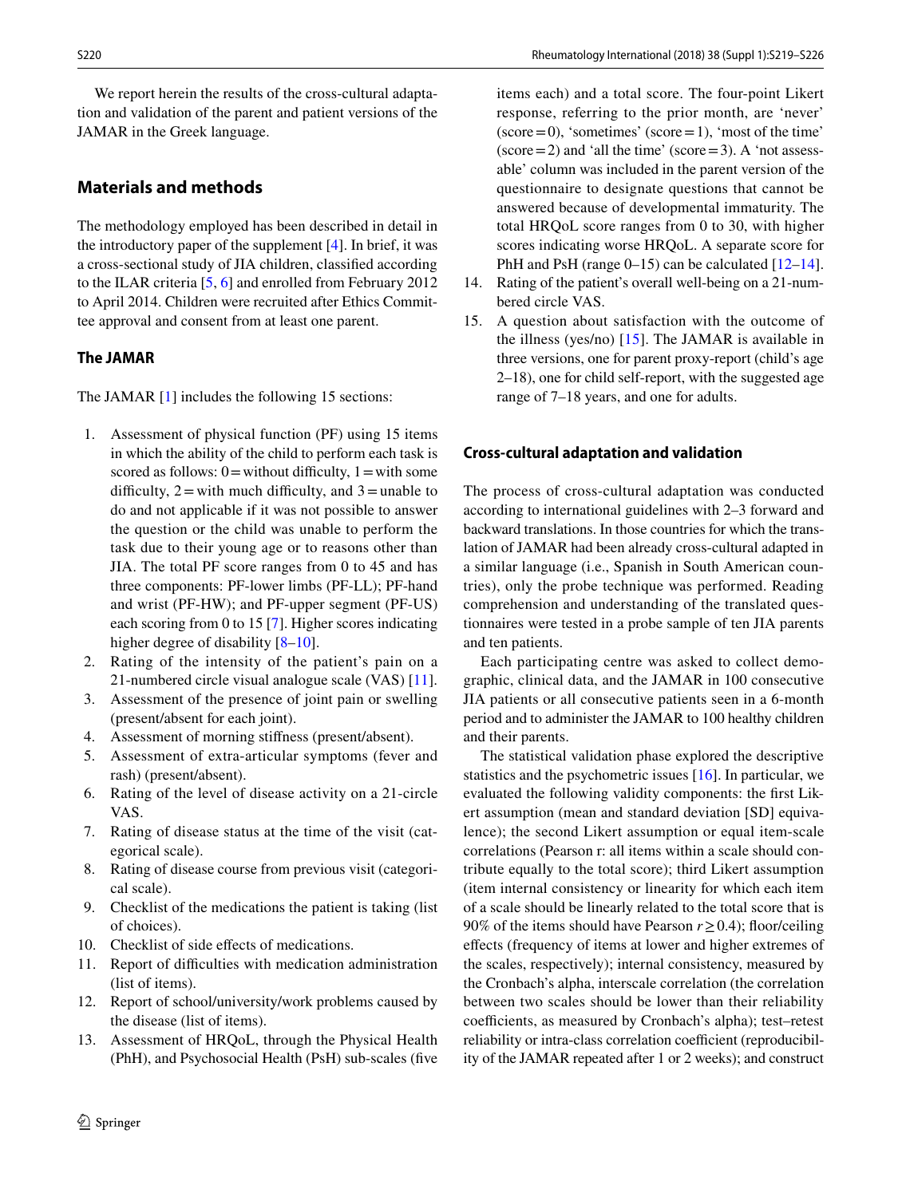We report herein the results of the cross-cultural adaptation and validation of the parent and patient versions of the JAMAR in the Greek language.

## Materials and methods

The methodology employed has been described in detail in the introductory paper of the supplement [4]. In brief, it was a cross-sectional study of JIA children, classified according to the ILAR criteria [5, 6] and enrolled from February 2012 to April 2014. Children were recruited after Ethics Committee approval and consent from at least one parent.

### The JAMAR

The JAMAR [1] includes the following 15 sections:

1. Assessment of physical function (PF) using 15 items in which the ability of the child to perform each task is scored as follows: 0 = without difficulty, 1 = with some difficulty, 2 = with much difficulty, and 3 = unable to do and not applicable if it was not possible to answer the question or the child was unable to perform the task due to their young age or to reasons other than JIA. The total PF score ranges from 0 to 45 and has three components: PF-lower limbs (PF-LL); PF-hand and wrist (PF-HW); and PF-upper segment (PF-US) each scoring from 0 to 15 [7]. Higher scores indicating higher degree of disability [8–10].
2. Rating of the intensity of the patient's pain on a 21-numbered circle visual analogue scale (VAS) [11].
3. Assessment of the presence of joint pain or swelling (present/absent for each joint).
4. Assessment of morning stiffness (present/absent).
5. Assessment of extra-articular symptoms (fever and rash) (present/absent).
6. Rating of the level of disease activity on a 21-circle VAS.
7. Rating of disease status at the time of the visit (categorical scale).
8. Rating of disease course from previous visit (categorical scale).
9. Checklist of the medications the patient is taking (list of choices).
10. Checklist of side effects of medications.
11. Report of difficulties with medication administration (list of items).
12. Report of school/university/work problems caused by the disease (list of items).
13. Assessment of HRQoL, through the Physical Health (PhH), and Psychosocial Health (PsH) sub-scales (five items each) and a total score. The four-point Likert response, referring to the prior month, are 'never' (score = 0), 'sometimes' (score = 1), 'most of the time' (score = 2) and 'all the time' (score = 3). A 'not assessable' column was included in the parent version of the questionnaire to designate questions that cannot be answered because of developmental immaturity. The total HRQoL score ranges from 0 to 30, with higher scores indicating worse HRQoL. A separate score for PhH and PsH (range 0–15) can be calculated [12–14].
14. Rating of the patient's overall well-being on a 21-numbered circle VAS.
15. A question about satisfaction with the outcome of the illness (yes/no) [15]. The JAMAR is available in three versions, one for parent proxy-report (child's age 2–18), one for child self-report, with the suggested age range of 7–18 years, and one for adults.

### Cross-cultural adaptation and validation

The process of cross-cultural adaptation was conducted according to international guidelines with 2–3 forward and backward translations. In those countries for which the translation of JAMAR had been already cross-cultural adapted in a similar language (i.e., Spanish in South American countries), only the probe technique was performed. Reading comprehension and understanding of the translated questionnaires were tested in a probe sample of ten JIA parents and ten patients.

Each participating centre was asked to collect demographic, clinical data, and the JAMAR in 100 consecutive JIA patients or all consecutive patients seen in a 6-month period and to administer the JAMAR to 100 healthy children and their parents.

The statistical validation phase explored the descriptive statistics and the psychometric issues [16]. In particular, we evaluated the following validity components: the first Likert assumption (mean and standard deviation [SD] equivalence); the second Likert assumption or equal item-scale correlations (Pearson r: all items within a scale should contribute equally to the total score); third Likert assumption (item internal consistency or linearity for which each item of a scale should be linearly related to the total score that is 90% of the items should have Pearson $r \geq 0.4$); floor/ceiling effects (frequency of items at lower and higher extremes of the scales, respectively); internal consistency, measured by the Cronbach's alpha, interscale correlation (the correlation between two scales should be lower than their reliability coefficients, as measured by Cronbach's alpha); test–retest reliability or intra-class correlation coefficient (reproducibility of the JAMAR repeated after 1 or 2 weeks); and construct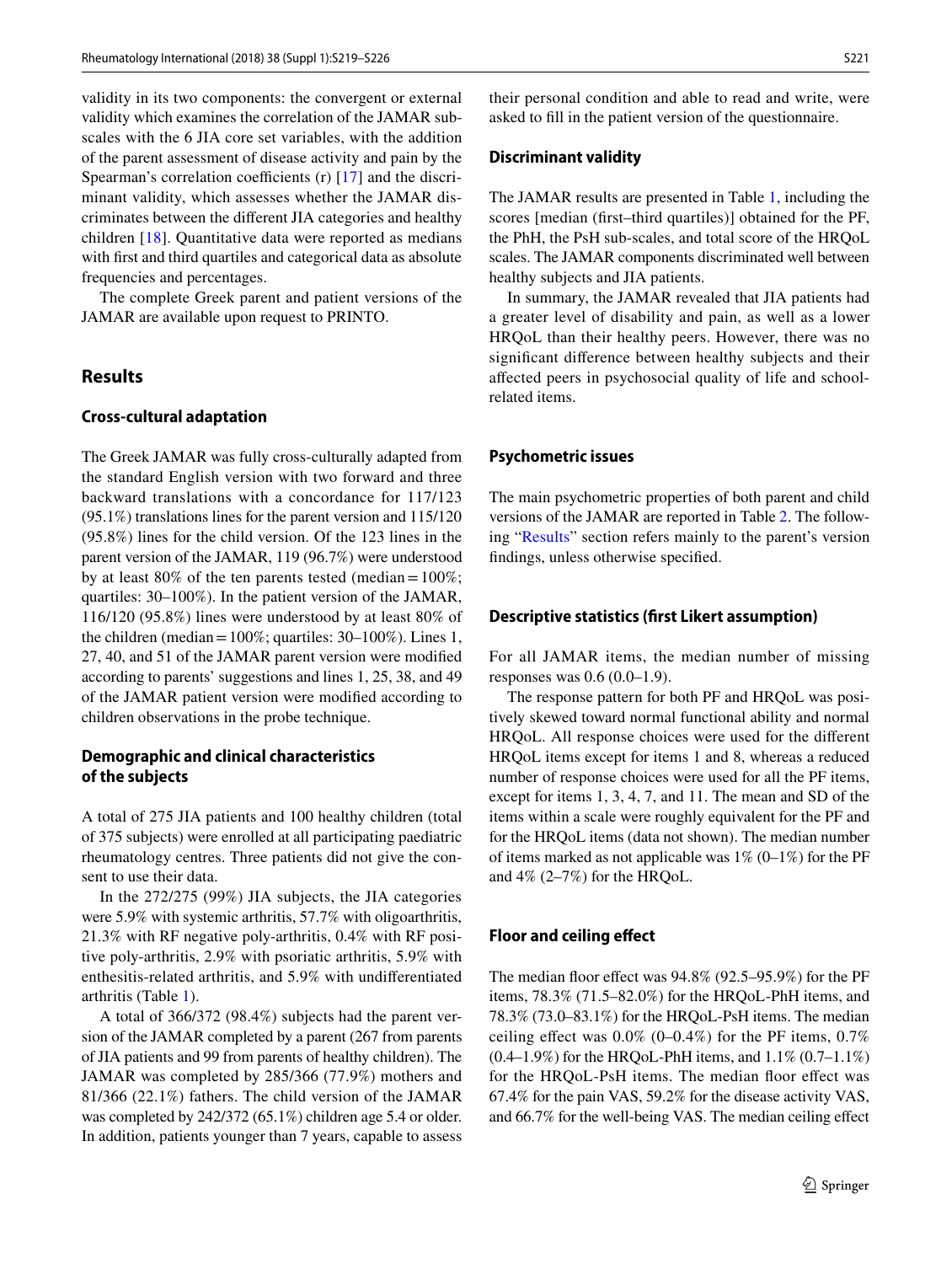validity in its two components: the convergent or external validity which examines the correlation of the JAMAR subscales with the 6 JIA core set variables, with the addition of the parent assessment of disease activity and pain by the Spearman's correlation coefficients (r) [17] and the discriminant validity, which assesses whether the JAMAR discriminates between the different JIA categories and healthy children [18]. Quantitative data were reported as medians with first and third quartiles and categorical data as absolute frequencies and percentages.

The complete Greek parent and patient versions of the JAMAR are available upon request to PRINTO.

## Results

### Cross-cultural adaptation

The Greek JAMAR was fully cross-culturally adapted from the standard English version with two forward and three backward translations with a concordance for 117/123 (95.1%) translations lines for the parent version and 115/120 (95.8%) lines for the child version. Of the 123 lines in the parent version of the JAMAR, 119 (96.7%) were understood by at least 80% of the ten parents tested (median = 100%; quartiles: 30–100%). In the patient version of the JAMAR, 116/120 (95.8%) lines were understood by at least 80% of the children (median = 100%; quartiles: 30–100%). Lines 1, 27, 40, and 51 of the JAMAR parent version were modified according to parents' suggestions and lines 1, 25, 38, and 49 of the JAMAR patient version were modified according to children observations in the probe technique.

### Demographic and clinical characteristics of the subjects

A total of 275 JIA patients and 100 healthy children (total of 375 subjects) were enrolled at all participating paediatric rheumatology centres. Three patients did not give the consent to use their data.

In the 272/275 (99%) JIA subjects, the JIA categories were 5.9% with systemic arthritis, 57.7% with oligoarthritis, 21.3% with RF negative poly-arthritis, 0.4% with RF positive poly-arthritis, 2.9% with psoriatic arthritis, 5.9% with enthesitis-related arthritis, and 5.9% with undifferentiated arthritis (Table 1).

A total of 366/372 (98.4%) subjects had the parent version of the JAMAR completed by a parent (267 from parents of JIA patients and 99 from parents of healthy children). The JAMAR was completed by 285/366 (77.9%) mothers and 81/366 (22.1%) fathers. The child version of the JAMAR was completed by 242/372 (65.1%) children age 5.4 or older. In addition, patients younger than 7 years, capable to assess their personal condition and able to read and write, were asked to fill in the patient version of the questionnaire.

### Discriminant validity

The JAMAR results are presented in Table 1, including the scores [median (first–third quartiles)] obtained for the PF, the PhH, the PsH sub-scales, and total score of the HRQoL scales. The JAMAR components discriminated well between healthy subjects and JIA patients.

In summary, the JAMAR revealed that JIA patients had a greater level of disability and pain, as well as a lower HRQoL than their healthy peers. However, there was no significant difference between healthy subjects and their affected peers in psychosocial quality of life and school-related items.

### Psychometric issues

The main psychometric properties of both parent and child versions of the JAMAR are reported in Table 2. The following "Results" section refers mainly to the parent's version findings, unless otherwise specified.

### Descriptive statistics (first Likert assumption)

For all JAMAR items, the median number of missing responses was 0.6 (0.0–1.9).

The response pattern for both PF and HRQoL was positively skewed toward normal functional ability and normal HRQoL. All response choices were used for the different HRQoL items except for items 1 and 8, whereas a reduced number of response choices were used for all the PF items, except for items 1, 3, 4, 7, and 11. The mean and SD of the items within a scale were roughly equivalent for the PF and for the HRQoL items (data not shown). The median number of items marked as not applicable was 1% (0–1%) for the PF and 4% (2–7%) for the HRQoL.

### Floor and ceiling effect

The median floor effect was 94.8% (92.5–95.9%) for the PF items, 78.3% (71.5–82.0%) for the HRQoL-PhH items, and 78.3% (73.0–83.1%) for the HRQoL-PsH items. The median ceiling effect was 0.0% (0–0.4%) for the PF items, 0.7% (0.4–1.9%) for the HRQoL-PhH items, and 1.1% (0.7–1.1%) for the HRQoL-PsH items. The median floor effect was 67.4% for the pain VAS, 59.2% for the disease activity VAS, and 66.7% for the well-being VAS. The median ceiling effect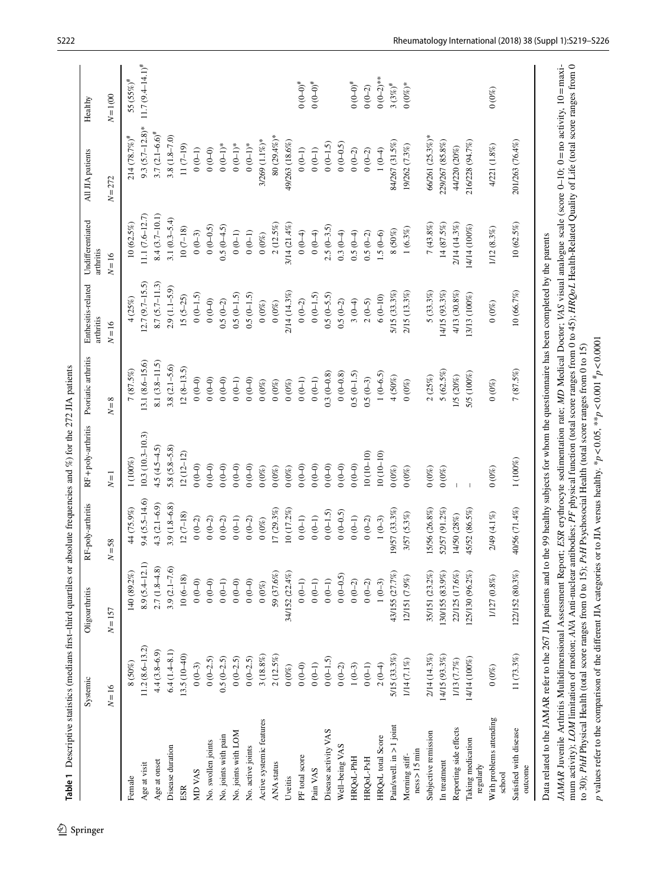**Table 1** Descriptive statistics (medians first–third quartiles or absolute frequencies and %) for the 272 JIA patients

| | Systemic | Oligoarthritis | RF-poly-arthritis | RF+poly-arthritis | Psoriatic arthritis | Enthesitis-related arthritis | Undifferentiated arthritis | All JIA patients | Healthy |
|---|---|---|---|---|---|---|---|---|---|
| | N = 16 | N = 157 | N = 58 | N = 1 | N = 8 | N = 16 | N = 16 | N = 272 | N = 100 |
| Female | 8 (50%) | 140 (89.2%) | 44 (75.9%) | 1 (100%) | 7 (87.5%) | 4 (25%) | 10 (62.5%) | 214 (78.7%)[#] | 55 (55%)[#] |
| Age at visit | 11.2 (8.6–13.2) | 8.9 (5.4–12.1) | 9.4 (5.5–14.6) | 10.3 (10.3–10.3) | 13.1 (8.6–15.6) | 12.7 (9.7–15.5) | 11.1 (7.6–12.7) | 9.3 (5.7–12.8)* | 11.7 (9.4–14.1)[#] |
| Age at onset | 4.4 (3.8–6.9) | 2.7 (1.8–4.8) | 4.3 (2.1–6.9) | 4.5 (4.5–4.5) | 8.1 (3.8–11.5) | 8.7 (5.7–11.3) | 8.4 (3.7–10.1) | 3.7 (2.1–6.6)[#] | |
| Disease duration | 6.4 (1.4–8.1) | 3.9 (2.1–7.6) | 3.9 (1.8–6.8) | 5.8 (5.8–5.8) | 3.8 (2.1–5.6) | 2.9 (1.1–5.9) | 3.1 (0.3–5.4) | 3.8 (1.8–7.0) | |
| ESR | 13.5 (10–40) | 10 (6–18) | 12 (7–18) | 12 (12–12) | 12 (8–13.5) | 15 (5–25) | 10 (7–18) | 11 (7–19) | |
| MD VAS | 0 (0–3) | 0 (0–0) | 0 (0–2) | 0 (0–0) | 0 (0–0) | 0 (0–1.5) | 0 (0–3) | 0 (0–1) | |
| No. swollen joints | 0 (0–2.5) | 0 (0–0) | 0 (0–2) | 0 (0–0) | 0 (0–0) | 0 (0–0) | 0 (0–0.5) | 0 (0–0) | |
| No. joints with pain | 0.5 (0–2.5) | 0 (0–1) | 0 (0–2) | 0 (0–0) | 0 (0–0) | 0.5 (0–2) | 0.5 (0–4.5) | 0 (0–1)* | |
| No. joints with LOM | 0 (0–2.5) | 0 (0–0) | 0 (0–1) | 0 (0–0) | 0 (0–1) | 0.5 (0–1.5) | 0 (0–1) | 0 (0–1)* | |
| No. active joints | 0 (0–2.5) | 0 (0–0) | 0 (0–2) | 0 (0–0) | 0 (0–0) | 0.5 (0–1.5) | 0 (0–1) | 0 (0–1)* | |
| Active systemic features | 3 (18.8%) | 0 (0%) | 0 (0%) | 0 (0%) | 0 (0%) | 0 (0%) | 0 (0%) | 3/269 (1.1%)* | |
| ANA status | 2 (12.5%) | 59 (37.6%) | 17 (29.3%) | 0 (0%) | 0 (0%) | 0 (0%) | 2 (12.5%) | 80 (29.4%)* | |
| Uveitis | 0 (0%) | 34/152 (22.4%) | 10 (17.2%) | 0 (0%) | 0 (0%) | 2/14 (14.3%) | 3/14 (21.4%) | 49/263 (18.6%) | |
| PF total score | 0 (0–0) | 0 (0–1) | 0 (0–1) | 0 (0–0) | 0 (0–1) | 0 (0–2) | 0 (0–4) | 0 (0–1) | 0 (0–0)[#] |
| Pain VAS | 0 (0–1) | 0 (0–1) | 0 (0–1) | 0 (0–0) | 0 (0–1) | 0 (0–1.5) | 0 (0–4) | 0 (0–1) | 0 (0–0)[#] |
| Disease activity VAS | 0 (0–1.5) | 0 (0–1) | 0 (0–1.5) | 0 (0–0) | 0.3 (0–0.8) | 0.5 (0–5.5) | 2.5 (0–3.5) | 0 (0–1.5) | |
| Well-being VAS | 0 (0–2) | 0 (0–0.5) | 0 (0–0.5) | 0 (0–0) | 0 (0–0.8) | 0.5 (0–2) | 0.3 (0–4) | 0 (0–0.5) | |
| HRQoL-PhH | 1 (0–3) | 0 (0–2) | 0 (0–1) | 0 (0–0) | 0.5 (0–1.5) | 3 (0–4) | 0.5 (0–4) | 0 (0–2) | 0 (0–0)[#] |
| HRQoL-PsH | 0 (0–1) | 0 (0–2) | 0 (0–2) | 10 (10–10) | 0.5 (0–3) | 2 (0–5) | 0.5 (0–2) | 0 (0–2) | 0 (0–2) |
| HRQoL total Score | 2 (0–4) | 1 (0–3) | 1 (0–3) | 10 (10–10) | 1 (0–6.5) | 6 (0–10) | 1.5 (0–6) | 1 (0–4) | 0 (0–2)** |
| Pain/swell. in > 1 joint | 5/15 (33.3%) | 43/155 (27.7%) | 19/57 (33.3%) | 0 (0%) | 4 (50%) | 5/15 (33.3%) | 8 (50%) | 84/267 (31.5%) | 3 (3%)[#] |
| Morning stiffness > 15 min | 1/14 (7.1%) | 12/151 (7.9%) | 3/57 (5.3%) | 0 (0%) | 0 (0%) | 2/15 (13.3%) | 1 (6.3%) | 19/262 (7.3%) | 0 (0%)* |
| Subjective remission | 2/14 (14.3%) | 35/151 (23.2%) | 15/56 (26.8%) | 0 (0%) | 2 (25%) | 5 (33.3%) | 7 (43.8%) | 66/261 (25.3%)* | |
| In treatment | 14/15 (93.3%) | 130/155 (83.9%) | 52/57 (91.2%) | 0 (0%) | 5 (62.5%) | 14/15 (93.3%) | 14 (87.5%) | 229/267 (85.8%) | |
| Reporting side effects | 1/13 (7.7%) | 22/125 (17.6%) | 14/50 (28%) | – | 1/5 (20%) | 4/13 (30.8%) | 2/14 (14.3%) | 44/220 (20%) | |
| Taking medication regularly | 14/14 (100%) | 125/130 (96.2%) | 45/52 (86.5%) | – | 5/5 (100%) | 13/13 (100%) | 14/14 (100%) | 216/228 (94.7%) | |
| With problems attending school | 0 (0%) | 1/127 (0.8%) | 2/49 (4.1%) | 0 (0%) | 0 (0%) | 0 (0%) | 1/12 (8.3%) | 4/221 (1.8%) | 0 (0%) |
| Satisfied with disease outcome | 11 (73.3%) | 122/152 (80.3%) | 40/56 (71.4%) | 1 (100%) | 7 (87.5%) | 10 (66.7%) | 10 (62.5%) | 201/263 (76.4%) | |

Data related to the JAMAR refer to the 267 JIA patients and to the 99 healthy subjects for whom the questionnaire has been completed by the parents

*JAMAR* Juvenile Arthritis Multidimensional Assessment Report; *ESR* erythrocyte sedimentation rate; *MD* Medical Doctor; *VAS* visual analogue scale (score 0–10: 0 = no activity, 10 = maximum activity); *LOM* limitation of motion; *ANA* Anti-nuclear antibodies; *PF* physical function (total score ranges from 0 to 45); *HRQoL* Health-Related Quality of Life (total score ranges from 0 to 30); *PhH* Physical Health (total score ranges from 0 to 15); *PsH* Psychosocial Health (total score ranges from 0 to 15)

*p* values refer to the comparison of the different JIA categories or to JIA versus healthy. *$p < 0.05$, **$p < 0.001$ [#]$p < 0.0001$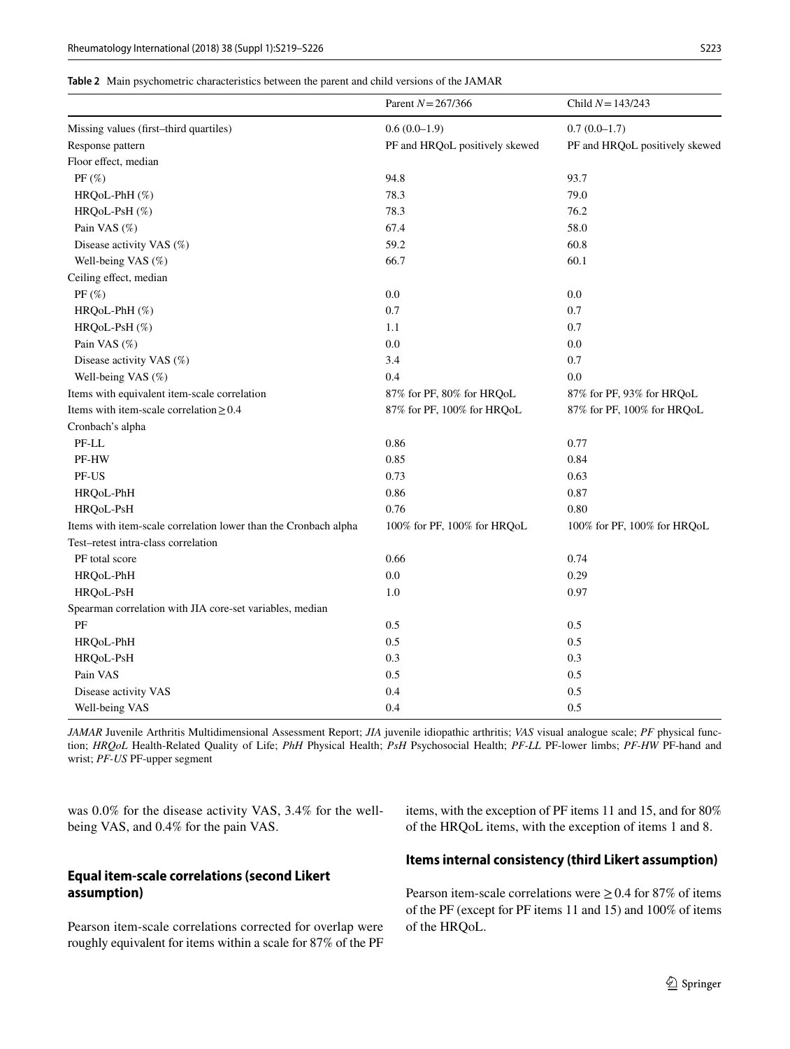**Table 2** Main psychometric characteristics between the parent and child versions of the JAMAR

| | Parent $N = 267/366$ | Child $N = 143/243$ |
|---|---|---|
| Missing values (first–third quartiles) | 0.6 (0.0–1.9) | 0.7 (0.0–1.7) |
| Response pattern | PF and HRQoL positively skewed | PF and HRQoL positively skewed |
| Floor effect, median | | |
| PF (%) | 94.8 | 93.7 |
| HRQoL-PhH (%) | 78.3 | 79.0 |
| HRQoL-PsH (%) | 78.3 | 76.2 |
| Pain VAS (%) | 67.4 | 58.0 |
| Disease activity VAS (%) | 59.2 | 60.8 |
| Well-being VAS (%) | 66.7 | 60.1 |
| Ceiling effect, median | | |
| PF (%) | 0.0 | 0.0 |
| HRQoL-PhH (%) | 0.7 | 0.7 |
| HRQoL-PsH (%) | 1.1 | 0.7 |
| Pain VAS (%) | 0.0 | 0.0 |
| Disease activity VAS (%) | 3.4 | 0.7 |
| Well-being VAS (%) | 0.4 | 0.0 |
| Items with equivalent item-scale correlation | 87% for PF, 80% for HRQoL | 87% for PF, 93% for HRQoL |
| Items with item-scale correlation $\geq 0.4$ | 87% for PF, 100% for HRQoL | 87% for PF, 100% for HRQoL |
| Cronbach's alpha | | |
| PF-LL | 0.86 | 0.77 |
| PF-HW | 0.85 | 0.84 |
| PF-US | 0.73 | 0.63 |
| HRQoL-PhH | 0.86 | 0.87 |
| HRQoL-PsH | 0.76 | 0.80 |
| Items with item-scale correlation lower than the Cronbach alpha | 100% for PF, 100% for HRQoL | 100% for PF, 100% for HRQoL |
| Test–retest intra-class correlation | | |
| PF total score | 0.66 | 0.74 |
| HRQoL-PhH | 0.0 | 0.29 |
| HRQoL-PsH | 1.0 | 0.97 |
| Spearman correlation with JIA core-set variables, median | | |
| PF | 0.5 | 0.5 |
| HRQoL-PhH | 0.5 | 0.5 |
| HRQoL-PsH | 0.3 | 0.3 |
| Pain VAS | 0.5 | 0.5 |
| Disease activity VAS | 0.4 | 0.5 |
| Well-being VAS | 0.4 | 0.5 |

*JAMAR* Juvenile Arthritis Multidimensional Assessment Report; *JIA* juvenile idiopathic arthritis; *VAS* visual analogue scale; *PF* physical function; *HRQoL* Health-Related Quality of Life; *PhH* Physical Health; *PsH* Psychosocial Health; *PF-LL* PF-lower limbs; *PF-HW* PF-hand and wrist; *PF-US* PF-upper segment

was 0.0% for the disease activity VAS, 3.4% for the well-being VAS, and 0.4% for the pain VAS.

### Equal item-scale correlations (second Likert assumption)

Pearson item-scale correlations corrected for overlap were roughly equivalent for items within a scale for 87% of the PF items, with the exception of PF items 11 and 15, and for 80% of the HRQoL items, with the exception of items 1 and 8.

### Items internal consistency (third Likert assumption)

Pearson item-scale correlations were $\geq 0.4$ for 87% of items of the PF (except for PF items 11 and 15) and 100% of items of the HRQoL.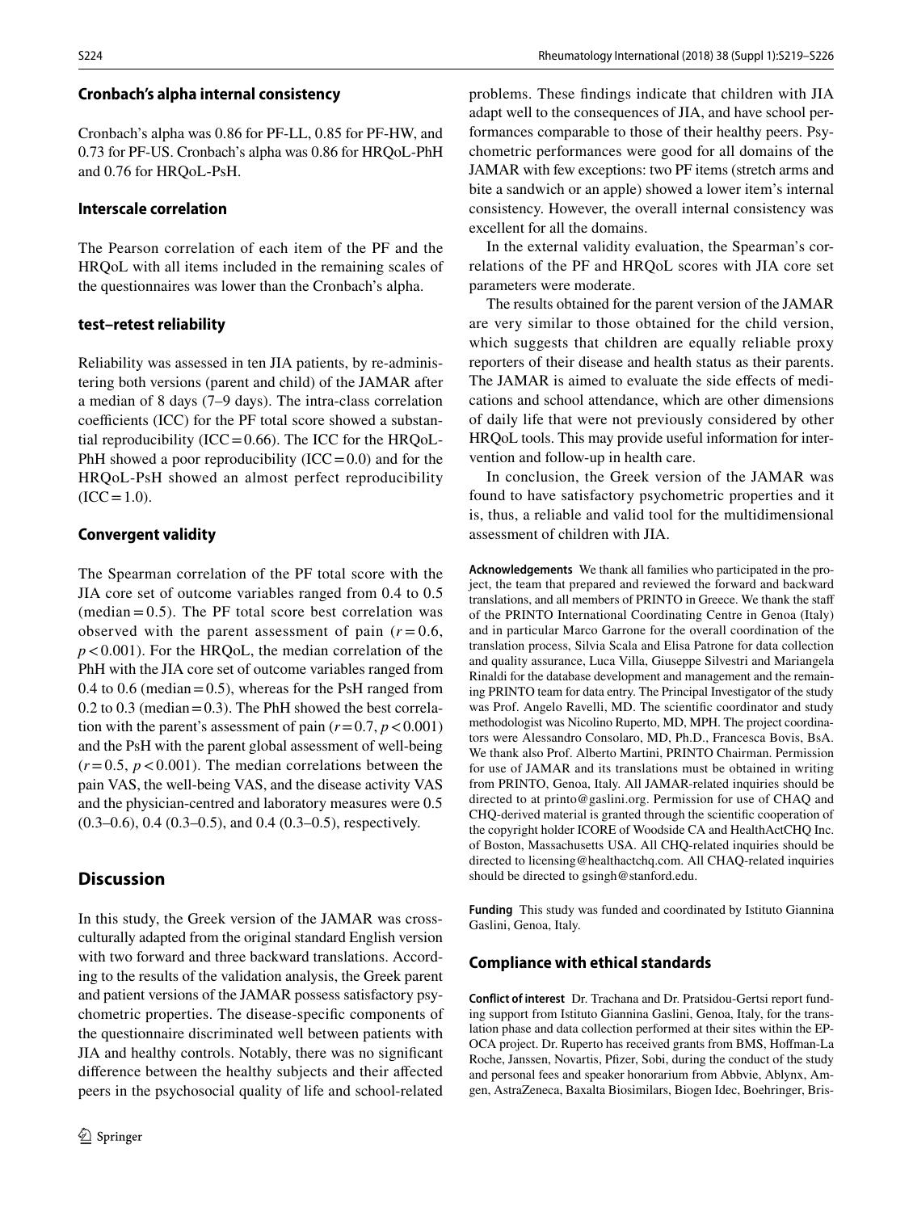### Cronbach's alpha internal consistency

Cronbach's alpha was 0.86 for PF-LL, 0.85 for PF-HW, and 0.73 for PF-US. Cronbach's alpha was 0.86 for HRQoL-PhH and 0.76 for HRQoL-PsH.

### Interscale correlation

The Pearson correlation of each item of the PF and the HRQoL with all items included in the remaining scales of the questionnaires was lower than the Cronbach's alpha.

### test–retest reliability

Reliability was assessed in ten JIA patients, by re-administering both versions (parent and child) of the JAMAR after a median of 8 days (7–9 days). The intra-class correlation coefficients (ICC) for the PF total score showed a substantial reproducibility (ICC = 0.66). The ICC for the HRQoL-PhH showed a poor reproducibility (ICC = 0.0) and for the HRQoL-PsH showed an almost perfect reproducibility (ICC = 1.0).

### Convergent validity

The Spearman correlation of the PF total score with the JIA core set of outcome variables ranged from 0.4 to 0.5 (median = 0.5). The PF total score best correlation was observed with the parent assessment of pain ($r = 0.6$, $p < 0.001$). For the HRQoL, the median correlation of the PhH with the JIA core set of outcome variables ranged from 0.4 to 0.6 (median = 0.5), whereas for the PsH ranged from 0.2 to 0.3 (median = 0.3). The PhH showed the best correlation with the parent's assessment of pain ($r = 0.7$, $p < 0.001$) and the PsH with the parent global assessment of well-being ($r = 0.5$, $p < 0.001$). The median correlations between the pain VAS, the well-being VAS, and the disease activity VAS and the physician-centred and laboratory measures were 0.5 (0.3–0.6), 0.4 (0.3–0.5), and 0.4 (0.3–0.5), respectively.

## Discussion

In this study, the Greek version of the JAMAR was cross-culturally adapted from the original standard English version with two forward and three backward translations. According to the results of the validation analysis, the Greek parent and patient versions of the JAMAR possess satisfactory psychometric properties. The disease-specific components of the questionnaire discriminated well between patients with JIA and healthy controls. Notably, there was no significant difference between the healthy subjects and their affected peers in the psychosocial quality of life and school-related problems. These findings indicate that children with JIA adapt well to the consequences of JIA, and have school performances comparable to those of their healthy peers. Psychometric performances were good for all domains of the JAMAR with few exceptions: two PF items (stretch arms and bite a sandwich or an apple) showed a lower item's internal consistency. However, the overall internal consistency was excellent for all the domains.

In the external validity evaluation, the Spearman's correlations of the PF and HRQoL scores with JIA core set parameters were moderate.

The results obtained for the parent version of the JAMAR are very similar to those obtained for the child version, which suggests that children are equally reliable proxy reporters of their disease and health status as their parents. The JAMAR is aimed to evaluate the side effects of medications and school attendance, which are other dimensions of daily life that were not previously considered by other HRQoL tools. This may provide useful information for intervention and follow-up in health care.

In conclusion, the Greek version of the JAMAR was found to have satisfactory psychometric properties and it is, thus, a reliable and valid tool for the multidimensional assessment of children with JIA.

**Acknowledgements** We thank all families who participated in the project, the team that prepared and reviewed the forward and backward translations, and all members of PRINTO in Greece. We thank the staff of the PRINTO International Coordinating Centre in Genoa (Italy) and in particular Marco Garrone for the overall coordination of the translation process, Silvia Scala and Elisa Patrone for data collection and quality assurance, Luca Villa, Giuseppe Silvestri and Mariangela Rinaldi for the database development and management and the remaining PRINTO team for data entry. The Principal Investigator of the study was Prof. Angelo Ravelli, MD. The scientific coordinator and study methodologist was Nicolino Ruperto, MD, MPH. The project coordinators were Alessandro Consolaro, MD, Ph.D., Francesca Bovis, BsA. We thank also Prof. Alberto Martini, PRINTO Chairman. Permission for use of JAMAR and its translations must be obtained in writing from PRINTO, Genoa, Italy. All JAMAR-related inquiries should be directed to at printo@gaslini.org. Permission for use of CHAQ and CHQ-derived material is granted through the scientific cooperation of the copyright holder ICORE of Woodside CA and HealthActCHQ Inc. of Boston, Massachusetts USA. All CHQ-related inquiries should be directed to licensing@healthactchq.com. All CHAQ-related inquiries should be directed to gsingh@stanford.edu.

**Funding** This study was funded and coordinated by Istituto Giannina Gaslini, Genoa, Italy.

### Compliance with ethical standards

**Conflict of interest** Dr. Trachana and Dr. Pratsidou-Gertsi report funding support from Istituto Giannina Gaslini, Genoa, Italy, for the translation phase and data collection performed at their sites within the EPOCA project. Dr. Ruperto has received grants from BMS, Hoffman-La Roche, Janssen, Novartis, Pfizer, Sobi, during the conduct of the study and personal fees and speaker honorarium from Abbvie, Ablynx, Amgen, AstraZeneca, Baxalta Biosimilars, Biogen Idec, Boehringer, Bris-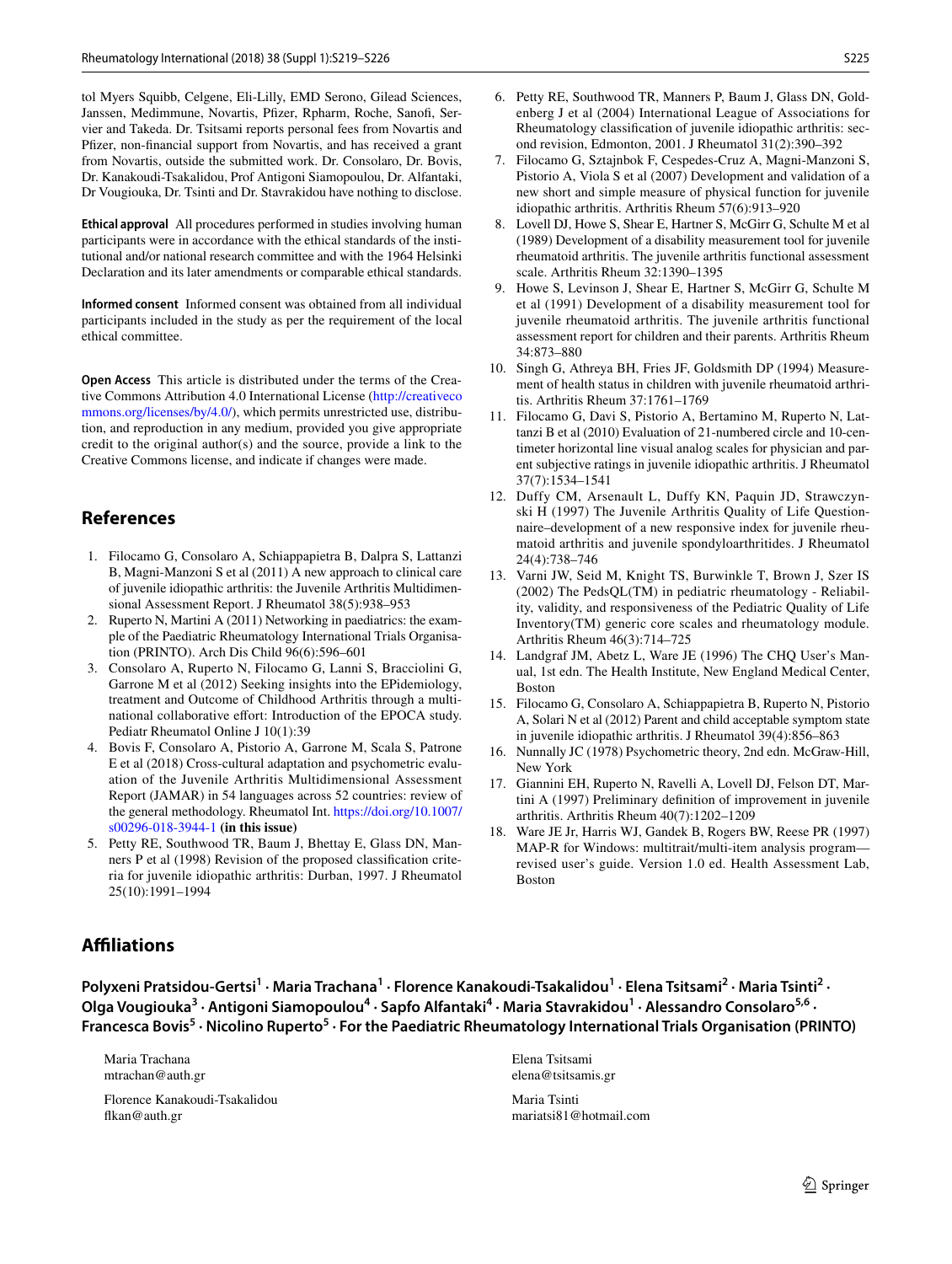tol Myers Squibb, Celgene, Eli-Lilly, EMD Serono, Gilead Sciences, Janssen, Medimmune, Novartis, Pfizer, Rpharm, Roche, Sanofi, Servier and Takeda. Dr. Tsitsami reports personal fees from Novartis and Pfizer, non-financial support from Novartis, and has received a grant from Novartis, outside the submitted work. Dr. Consolaro, Dr. Bovis, Dr. Kanakoudi-Tsakalidou, Prof Antigoni Siamopoulou, Dr. Alfantaki, Dr Vougiouka, Dr. Tsinti and Dr. Stavrakidou have nothing to disclose.

**Ethical approval** All procedures performed in studies involving human participants were in accordance with the ethical standards of the institutional and/or national research committee and with the 1964 Helsinki Declaration and its later amendments or comparable ethical standards.

**Informed consent** Informed consent was obtained from all individual participants included in the study as per the requirement of the local ethical committee.

**Open Access** This article is distributed under the terms of the Creative Commons Attribution 4.0 International License (http://creativecommons.org/licenses/by/4.0/), which permits unrestricted use, distribution, and reproduction in any medium, provided you give appropriate credit to the original author(s) and the source, provide a link to the Creative Commons license, and indicate if changes were made.

## References

1. Filocamo G, Consolaro A, Schiappapietra B, Dalpra S, Lattanzi B, Magni-Manzoni S et al (2011) A new approach to clinical care of juvenile idiopathic arthritis: the Juvenile Arthritis Multidimensional Assessment Report. J Rheumatol 38(5):938–953
2. Ruperto N, Martini A (2011) Networking in paediatrics: the example of the Paediatric Rheumatology International Trials Organisation (PRINTO). Arch Dis Child 96(6):596–601
3. Consolaro A, Ruperto N, Filocamo G, Lanni S, Bracciolini G, Garrone M et al (2012) Seeking insights into the EPidemiology, treatment and Outcome of Childhood Arthritis through a multinational collaborative effort: Introduction of the EPOCA study. Pediatr Rheumatol Online J 10(1):39
4. Bovis F, Consolaro A, Pistorio A, Garrone M, Scala S, Patrone E et al (2018) Cross-cultural adaptation and psychometric evaluation of the Juvenile Arthritis Multidimensional Assessment Report (JAMAR) in 54 languages across 52 countries: review of the general methodology. Rheumatol Int. https://doi.org/10.1007/s00296-018-3944-1 **(in this issue)**
5. Petty RE, Southwood TR, Baum J, Bhettay E, Glass DN, Manners P et al (1998) Revision of the proposed classification criteria for juvenile idiopathic arthritis: Durban, 1997. J Rheumatol 25(10):1991–1994
6. Petty RE, Southwood TR, Manners P, Baum J, Glass DN, Goldenberg J et al (2004) International League of Associations for Rheumatology classification of juvenile idiopathic arthritis: second revision, Edmonton, 2001. J Rheumatol 31(2):390–392
7. Filocamo G, Sztajnbok F, Cespedes-Cruz A, Magni-Manzoni S, Pistorio A, Viola S et al (2007) Development and validation of a new short and simple measure of physical function for juvenile idiopathic arthritis. Arthritis Rheum 57(6):913–920
8. Lovell DJ, Howe S, Shear E, Hartner S, McGirr G, Schulte M et al (1989) Development of a disability measurement tool for juvenile rheumatoid arthritis. The juvenile arthritis functional assessment scale. Arthritis Rheum 32:1390–1395
9. Howe S, Levinson J, Shear E, Hartner S, McGirr G, Schulte M et al (1991) Development of a disability measurement tool for juvenile rheumatoid arthritis. The juvenile arthritis functional assessment report for children and their parents. Arthritis Rheum 34:873–880
10. Singh G, Athreya BH, Fries JF, Goldsmith DP (1994) Measurement of health status in children with juvenile rheumatoid arthritis. Arthritis Rheum 37:1761–1769
11. Filocamo G, Davi S, Pistorio A, Bertamino M, Ruperto N, Lattanzi B et al (2010) Evaluation of 21-numbered circle and 10-centimeter horizontal line visual analog scales for physician and parent subjective ratings in juvenile idiopathic arthritis. J Rheumatol 37(7):1534–1541
12. Duffy CM, Arsenault L, Duffy KN, Paquin JD, Strawczynski H (1997) The Juvenile Arthritis Quality of Life Questionnaire–development of a new responsive index for juvenile rheumatoid arthritis and juvenile spondyloarthritides. J Rheumatol 24(4):738–746
13. Varni JW, Seid M, Knight TS, Burwinkle T, Brown J, Szer IS (2002) The PedsQL(TM) in pediatric rheumatology - Reliability, validity, and responsiveness of the Pediatric Quality of Life Inventory(TM) generic core scales and rheumatology module. Arthritis Rheum 46(3):714–725
14. Landgraf JM, Abetz L, Ware JE (1996) The CHQ User's Manual, 1st edn. The Health Institute, New England Medical Center, Boston
15. Filocamo G, Consolaro A, Schiappapietra B, Ruperto N, Pistorio A, Solari N et al (2012) Parent and child acceptable symptom state in juvenile idiopathic arthritis. J Rheumatol 39(4):856–863
16. Nunnally JC (1978) Psychometric theory, 2nd edn. McGraw-Hill, New York
17. Giannini EH, Ruperto N, Ravelli A, Lovell DJ, Felson DT, Martini A (1997) Preliminary definition of improvement in juvenile arthritis. Arthritis Rheum 40(7):1202–1209
18. Ware JE Jr, Harris WJ, Gandek B, Rogers BW, Reese PR (1997) MAP-R for Windows: multitrait/multi-item analysis program—revised user's guide. Version 1.0 ed. Health Assessment Lab, Boston

## Affiliations

**Polyxeni Pratsidou-Gertsi[1] · Maria Trachana[1] · Florence Kanakoudi-Tsakalidou[1] · Elena Tsitsami[2] · Maria Tsinti[2] · Olga Vougiouka[3] · Antigoni Siamopoulou[4] · Sapfo Alfantaki[4] · Maria Stavrakidou[1] · Alessandro Consolaro[5,6] · Francesca Bovis[5] · Nicolino Ruperto[5] · For the Paediatric Rheumatology International Trials Organisation (PRINTO)**

Maria Trachana
mtrachan@auth.gr

Florence Kanakoudi-Tsakalidou
flkan@auth.gr

Elena Tsitsami
elena@tsitsamis.gr

Maria Tsinti
mariatsi81@hotmail.com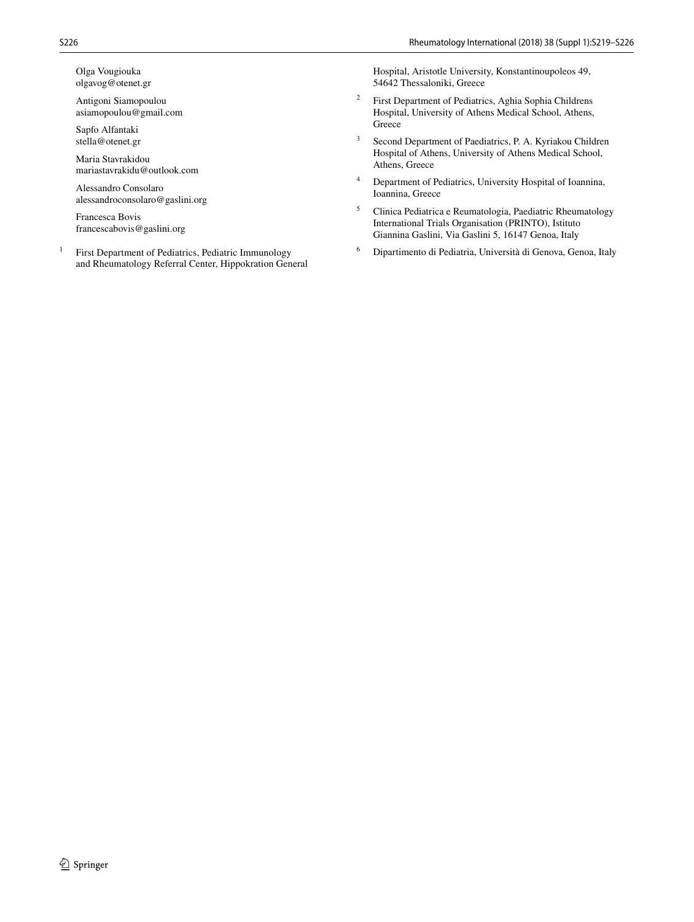Olga Vougiouka
olgavog@otenet.gr

Antigoni Siamopoulou
asiamopoulou@gmail.com

Sapfo Alfantaki
stella@otenet.gr

Maria Stavrakidou
mariastavrakidu@outlook.com

Alessandro Consolaro
alessandroconsolaro@gaslini.org

Francesca Bovis
francescabovis@gaslini.org

[1] First Department of Pediatrics, Pediatric Immunology and Rheumatology Referral Center, Hippokration General Hospital, Aristotle University, Konstantinoupoleos 49, 54642 Thessaloniki, Greece

[2] First Department of Pediatrics, Aghia Sophia Childrens Hospital, University of Athens Medical School, Athens, Greece

[3] Second Department of Paediatrics, P. A. Kyriakou Children Hospital of Athens, University of Athens Medical School, Athens, Greece

[4] Department of Pediatrics, University Hospital of Ioannina, Ioannina, Greece

[5] Clinica Pediatrica e Reumatologia, Paediatric Rheumatology International Trials Organisation (PRINTO), Istituto Giannina Gaslini, Via Gaslini 5, 16147 Genoa, Italy

[6] Dipartimento di Pediatria, Università di Genova, Genoa, Italy